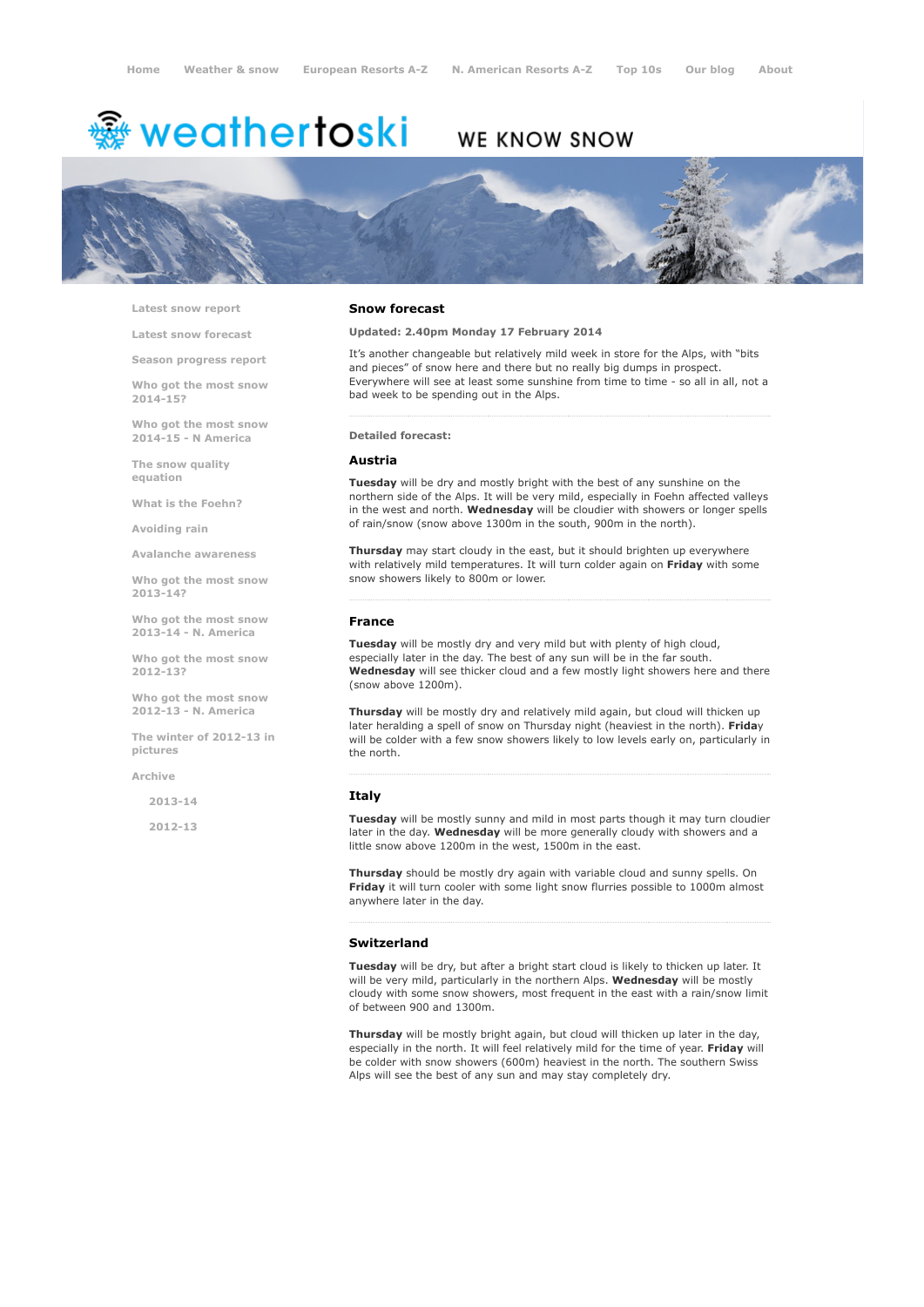Home  Weather & snow  European Resorts A-Z  N. American Resorts A-Z  Top 10s  Our blog  About

weathertoski WE KNOW SNOW

- Latest snow report
- Latest snow forecast
- Season progress report
- Who got the most snow 2014-15?
- Who got the most snow 2014-15 - N America
- The snow quality equation
- What is the Foehn?
- Avoiding rain
- Avalanche awareness
- Who got the most snow 2013-14?
- Who got the most snow 2013-14 - N. America
- Who got the most snow 2012-13?
- Who got the most snow 2012-13 - N. America
- The winter of 2012-13 in pictures
- Archive
  - 2013-14
  - 2012-13

## Snow forecast

**Updated: 2.40pm Monday 17 February 2014**

It's another changeable but relatively mild week in store for the Alps, with "bits and pieces" of snow here and there but no really big dumps in prospect. Everywhere will see at least some sunshine from time to time - so all in all, not a bad week to be spending out in the Alps.

**Detailed forecast:**

### Austria

**Tuesday** will be dry and mostly bright with the best of any sunshine on the northern side of the Alps. It will be very mild, especially in Foehn affected valleys in the west and north. **Wednesday** will be cloudier with showers or longer spells of rain/snow (snow above 1300m in the south, 900m in the north).

**Thursday** may start cloudy in the east, but it should brighten up everywhere with relatively mild temperatures. It will turn colder again on **Friday** with some snow showers likely to 800m or lower.

### France

**Tuesday** will be mostly dry and very mild but with plenty of high cloud, especially later in the day. The best of any sun will be in the far south. **Wednesday** will see thicker cloud and a few mostly light showers here and there (snow above 1200m).

**Thursday** will be mostly dry and relatively mild again, but cloud will thicken up later heralding a spell of snow on Thursday night (heaviest in the north). **Friday** will be colder with a few snow showers likely to low levels early on, particularly in the north.

### Italy

**Tuesday** will be mostly sunny and mild in most parts though it may turn cloudier later in the day. **Wednesday** will be more generally cloudy with showers and a little snow above 1200m in the west, 1500m in the east.

**Thursday** should be mostly dry again with variable cloud and sunny spells. On **Friday** it will turn cooler with some light snow flurries possible to 1000m almost anywhere later in the day.

### Switzerland

**Tuesday** will be dry, but after a bright start cloud is likely to thicken up later. It will be very mild, particularly in the northern Alps. **Wednesday** will be mostly cloudy with some snow showers, most frequent in the east with a rain/snow limit of between 900 and 1300m.

**Thursday** will be mostly bright again, but cloud will thicken up later in the day, especially in the north. It will feel relatively mild for the time of year. **Friday** will be colder with snow showers (600m) heaviest in the north. The southern Swiss Alps will see the best of any sun and may stay completely dry.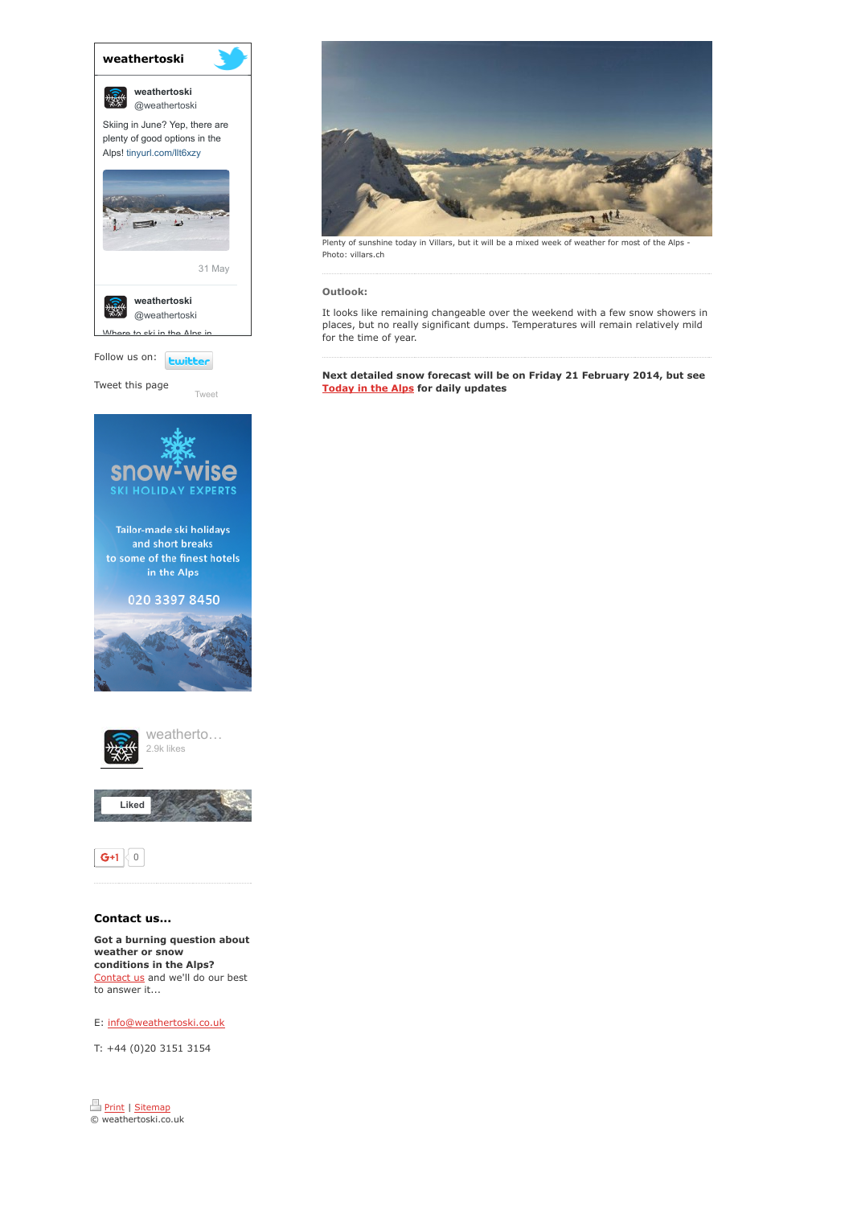**weathertoski**

**weathertoski** @weathertoski

Skiing in June? Yep, there are plenty of good options in the Alps! tinyurl.com/llt6xzy

31 May

**weathertoski** @weathertoski

Where to ski in the Alps in

Follow us on: twitter

Tweet this page

Tweet

snow-wise
SKI HOLIDAY EXPERTS

Tailor-made ski holidays and short breaks to some of the finest hotels in the Alps

020 3397 8450

weatherto…
2.9k likes

Liked

G+1 0

### Contact us...

**Got a burning question about weather or snow conditions in the Alps?**
Contact us and we'll do our best to answer it...

E: info@weathertoski.co.uk

T: +44 (0)20 3151 3154

Print | Sitemap
© weathertoski.co.uk

Plenty of sunshine today in Villars, but it will be a mixed week of weather for most of the Alps - Photo: villars.ch

**Outlook:**

It looks like remaining changeable over the weekend with a few snow showers in places, but no really significant dumps. Temperatures will remain relatively mild for the time of year.

**Next detailed snow forecast will be on Friday 21 February 2014, but see Today in the Alps for daily updates**